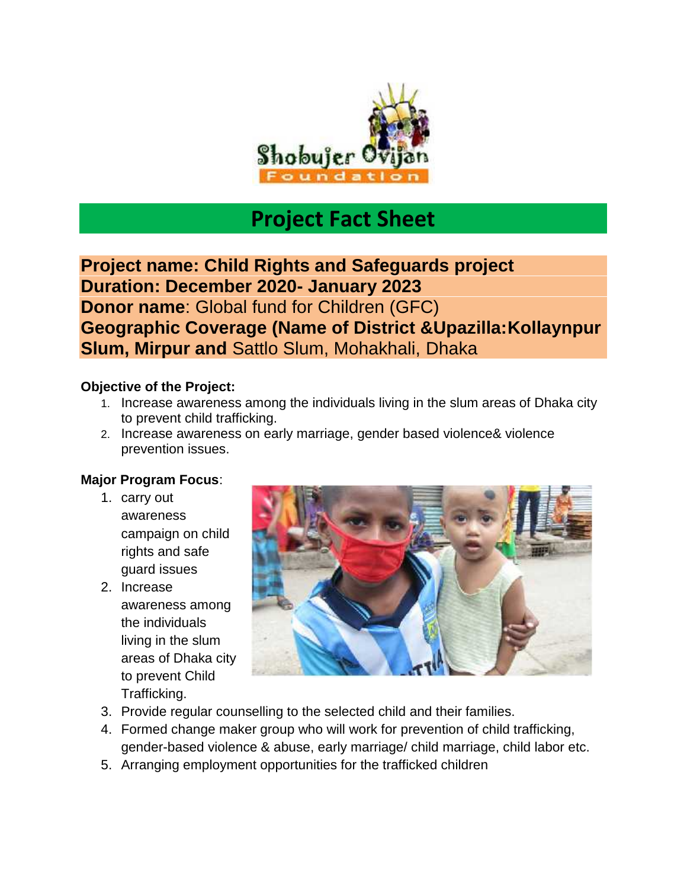Shobujer Ovijan Foundation

# Project Fact Sheet

**Project name: Child Rights and Safeguards project**
**Duration: December 2020- January 2023**
**Donor name**: Global fund for Children (GFC)
**Geographic Coverage (Name of District &Upazila:Kollaynpur Slum, Mirpur and** Sattlo Slum, Mohakhali, Dhaka

**Objective of the Project:**

1. Increase awareness among the individuals living in the slum areas of Dhaka city to prevent child trafficking.
2. Increase awareness on early marriage, gender based violence& violence prevention issues.

**Major Program Focus**:

1. carry out awareness campaign on child rights and safe guard issues
2. Increase awareness among the individuals living in the slum areas of Dhaka city to prevent Child Trafficking.
3. Provide regular counselling to the selected child and their families.
4. Formed change maker group who will work for prevention of child trafficking, gender-based violence & abuse, early marriage/ child marriage, child labor etc.
5. Arranging employment opportunities for the trafficked children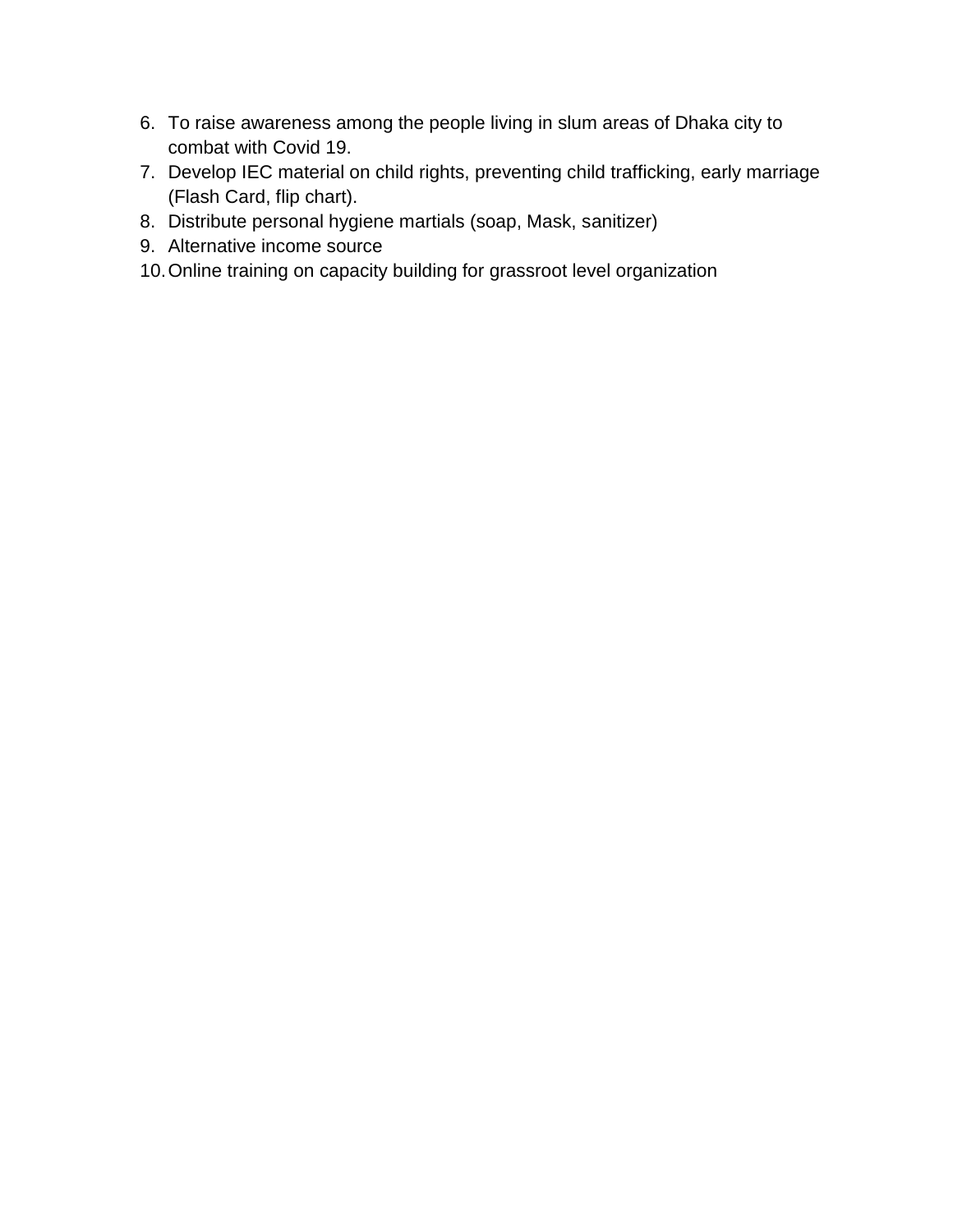6. To raise awareness among the people living in slum areas of Dhaka city to combat with Covid 19.
7. Develop IEC material on child rights, preventing child trafficking, early marriage (Flash Card, flip chart).
8. Distribute personal hygiene martials (soap, Mask, sanitizer)
9. Alternative income source
10. Online training on capacity building for grassroot level organization